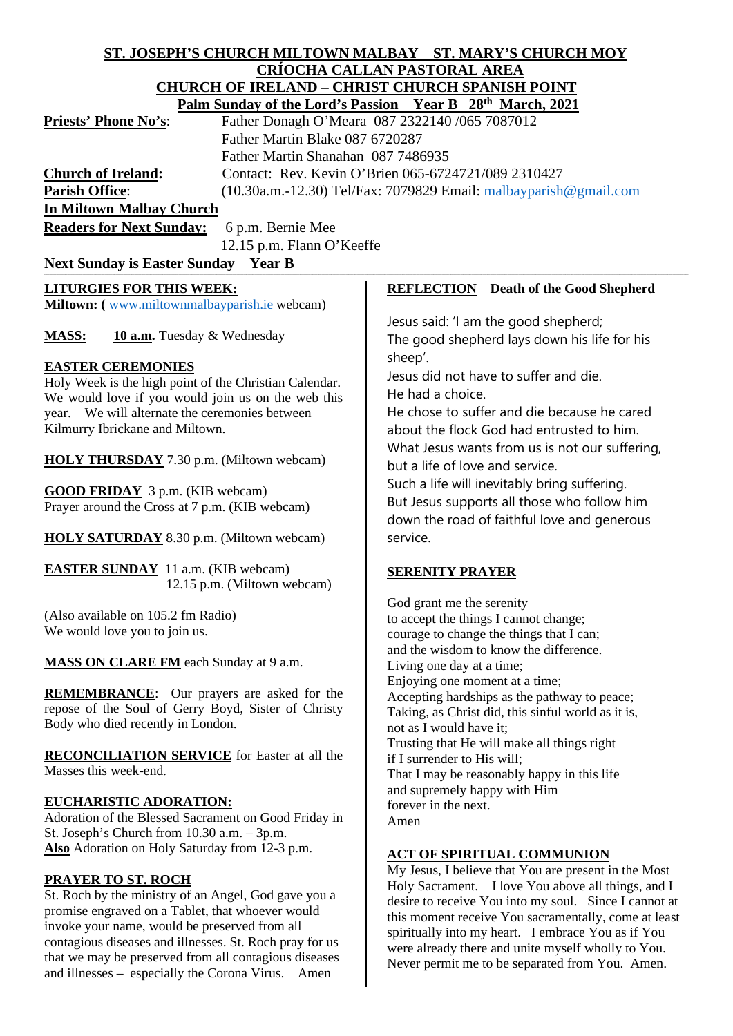**ST. JOSEPH'S CHURCH MILTOWN MALBAY ST. MARY'S CHURCH MOY**

**CRÍOCHA CALLAN PASTORAL AREA**

**CHURCH OF IRELAND – CHRIST CHURCH SPANISH POINT**

**Palm Sunday of the Lord's Passion Year B 28th March, 2021**

**Priests' Phone No's**: Father Donagh O'Meara 087 2322140 /065 7087012
Father Martin Blake 087 6720287
Father Martin Shanahan 087 7486935

**Church of Ireland**: Contact: Rev. Kevin O'Brien 065-6724721/089 2310427

**Parish Office**: (10.30a.m.-12.30) Tel/Fax: 7079829 Email: malbayparish@gmail.com

**In Miltown Malbay Church**

**Readers for Next Sunday:** 6 p.m. Bernie Mee
12.15 p.m. Flann O'Keeffe

**Next Sunday is Easter Sunday Year B**

**LITURGIES FOR THIS WEEK:**

**Miltown: (** www.miltownmalbayparish.ie webcam)

**MASS:** **10 a.m.** Tuesday & Wednesday

**EASTER CEREMONIES**

Holy Week is the high point of the Christian Calendar. We would love if you would join us on the web this year. We will alternate the ceremonies between Kilmurry Ibrickane and Miltown.

**HOLY THURSDAY** 7.30 p.m. (Miltown webcam)

**GOOD FRIDAY** 3 p.m. (KIB webcam)
Prayer around the Cross at 7 p.m. (KIB webcam)

**HOLY SATURDAY** 8.30 p.m. (Miltown webcam)

**EASTER SUNDAY** 11 a.m. (KIB webcam)
12.15 p.m. (Miltown webcam)

(Also available on 105.2 fm Radio)
We would love you to join us.

**MASS ON CLARE FM** each Sunday at 9 a.m.

**REMEMBRANCE**: Our prayers are asked for the repose of the Soul of Gerry Boyd, Sister of Christy Body who died recently in London.

**RECONCILIATION SERVICE** for Easter at all the Masses this week-end.

**EUCHARISTIC ADORATION:**

Adoration of the Blessed Sacrament on Good Friday in St. Joseph's Church from 10.30 a.m. – 3p.m.
**Also** Adoration on Holy Saturday from 12-3 p.m.

**PRAYER TO ST. ROCH**

St. Roch by the ministry of an Angel, God gave you a promise engraved on a Tablet, that whoever would invoke your name, would be preserved from all contagious diseases and illnesses. St. Roch pray for us that we may be preserved from all contagious diseases and illnesses – especially the Corona Virus. Amen

**REFLECTION Death of the Good Shepherd**

Jesus said: 'I am the good shepherd;
The good shepherd lays down his life for his sheep'.
Jesus did not have to suffer and die.
He had a choice.
He chose to suffer and die because he cared about the flock God had entrusted to him.
What Jesus wants from us is not our suffering, but a life of love and service.
Such a life will inevitably bring suffering.
But Jesus supports all those who follow him down the road of faithful love and generous service.

**SERENITY PRAYER**

God grant me the serenity
to accept the things I cannot change;
courage to change the things that I can;
and the wisdom to know the difference.
Living one day at a time;
Enjoying one moment at a time;
Accepting hardships as the pathway to peace;
Taking, as Christ did, this sinful world as it is,
not as I would have it;
Trusting that He will make all things right
if I surrender to His will;
That I may be reasonably happy in this life
and supremely happy with Him
forever in the next.
Amen

**ACT OF SPIRITUAL COMMUNION**

My Jesus, I believe that You are present in the Most Holy Sacrament. I love You above all things, and I desire to receive You into my soul. Since I cannot at this moment receive You sacramentally, come at least spiritually into my heart. I embrace You as if You were already there and unite myself wholly to You. Never permit me to be separated from You. Amen.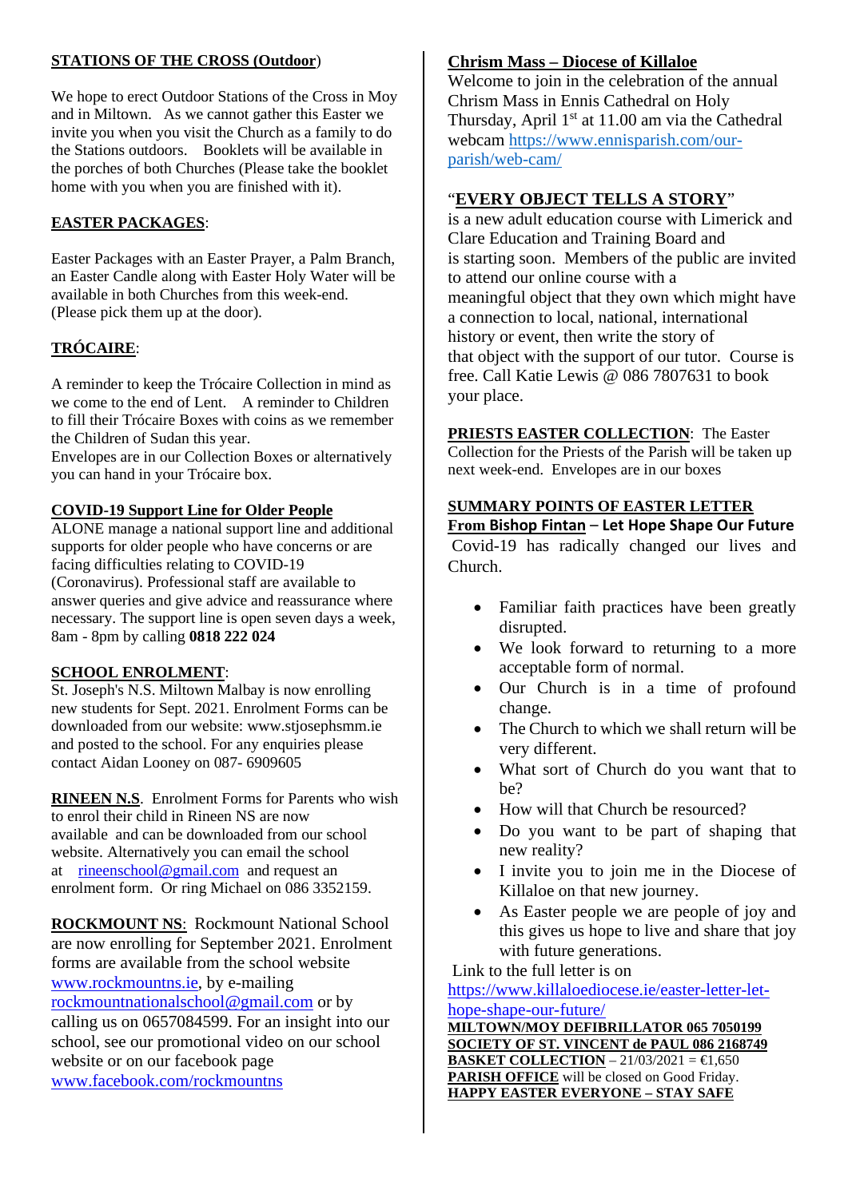**STATIONS OF THE CROSS (Outdoor)**

We hope to erect Outdoor Stations of the Cross in Moy and in Miltown. As we cannot gather this Easter we invite you when you visit the Church as a family to do the Stations outdoors. Booklets will be available in the porches of both Churches (Please take the booklet home with you when you are finished with it).

**EASTER PACKAGES**:

Easter Packages with an Easter Prayer, a Palm Branch, an Easter Candle along with Easter Holy Water will be available in both Churches from this week-end. (Please pick them up at the door).

**TRÓCAIRE**:

A reminder to keep the Trócaire Collection in mind as we come to the end of Lent. A reminder to Children to fill their Trócaire Boxes with coins as we remember the Children of Sudan this year.
Envelopes are in our Collection Boxes or alternatively you can hand in your Trócaire box.

**COVID-19 Support Line for Older People**

ALONE manage a national support line and additional supports for older people who have concerns or are facing difficulties relating to COVID-19 (Coronavirus). Professional staff are available to answer queries and give advice and reassurance where necessary. The support line is open seven days a week, 8am - 8pm by calling **0818 222 024**

**SCHOOL ENROLMENT**:

St. Joseph's N.S. Miltown Malbay is now enrolling new students for Sept. 2021. Enrolment Forms can be downloaded from our website: www.stjosephsmm.ie and posted to the school. For any enquiries please contact Aidan Looney on 087- 6909605

**RINEEN N.S**. Enrolment Forms for Parents who wish to enrol their child in Rineen NS are now available and can be downloaded from our school website. Alternatively you can email the school at rineenschool@gmail.com and request an enrolment form. Or ring Michael on 086 3352159.

**ROCKMOUNT NS**: Rockmount National School are now enrolling for September 2021. Enrolment forms are available from the school website www.rockmountns.ie, by e-mailing rockmountnationalschool@gmail.com or by calling us on 0657084599. For an insight into our school, see our promotional video on our school website or on our facebook page www.facebook.com/rockmountns

**Chrism Mass – Diocese of Killaloe**

Welcome to join in the celebration of the annual Chrism Mass in Ennis Cathedral on Holy Thursday, April 1st at 11.00 am via the Cathedral webcam https://www.ennisparish.com/our-parish/web-cam/

"**EVERY OBJECT TELLS A STORY**"

is a new adult education course with Limerick and Clare Education and Training Board and is starting soon. Members of the public are invited to attend our online course with a meaningful object that they own which might have a connection to local, national, international history or event, then write the story of that object with the support of our tutor. Course is free. Call Katie Lewis @ 086 7807631 to book your place.

**PRIESTS EASTER COLLECTION**: The Easter Collection for the Priests of the Parish will be taken up next week-end. Envelopes are in our boxes

**SUMMARY POINTS OF EASTER LETTER**
**From Bishop Fintan – Let Hope Shape Our Future**

Covid-19 has radically changed our lives and Church.

- Familiar faith practices have been greatly disrupted.
- We look forward to returning to a more acceptable form of normal.
- Our Church is in a time of profound change.
- The Church to which we shall return will be very different.
- What sort of Church do you want that to be?
- How will that Church be resourced?
- Do you want to be part of shaping that new reality?
- I invite you to join me in the Diocese of Killaloe on that new journey.
- As Easter people we are people of joy and this gives us hope to live and share that joy with future generations.

Link to the full letter is on https://www.killaloediocese.ie/easter-letter-let-hope-shape-our-future/

**MILTOWN/MOY DEFIBRILLATOR 065 7050199**
**SOCIETY OF ST. VINCENT de PAUL 086 2168749**
**BASKET COLLECTION** – 21/03/2021 = €1,650
**PARISH OFFICE** will be closed on Good Friday.
**HAPPY EASTER EVERYONE – STAY SAFE**